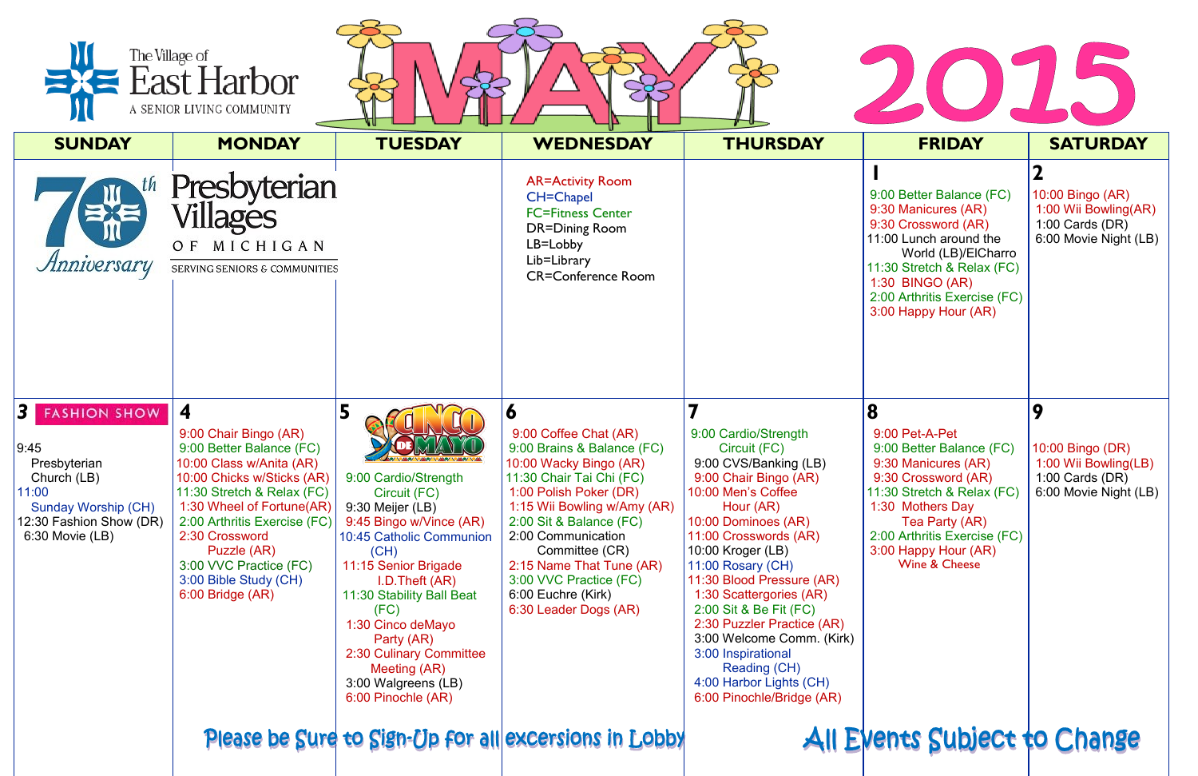The Village of East Harbor
A SENIOR LIVING COMMUNITY

# MAY 2015

| SUNDAY | MONDAY | TUESDAY | WEDNESDAY | THURSDAY | FRIDAY | SATURDAY |
|---|---|---|---|---|---|---|
| 70th Anniversary | Presbyterian Villages OF MICHIGAN SERVING SENIORS & COMMUNITIES | | AR=Activity Room<br>CH=Chapel<br>FC=Fitness Center<br>DR=Dining Room<br>LB=Lobby<br>Lib=Library<br>CR=Conference Room | | **1**<br>9:00 Better Balance (FC)<br>9:30 Manicures (AR)<br>9:30 Crossword (AR)<br>11:00 Lunch around the World (LB)/ElCharro<br>11:30 Stretch & Relax (FC)<br>1:30 BINGO (AR)<br>2:00 Arthritis Exercise (FC)<br>3:00 Happy Hour (AR) | **2**<br>10:00 Bingo (AR)<br>1:00 Wii Bowling(AR)<br>1:00 Cards (DR)<br>6:00 Movie Night (LB) |
| **3** FASHION SHOW<br>9:45 Presbyterian Church (LB)<br>11:00 Sunday Worship (CH)<br>12:30 Fashion Show (DR)<br>6:30 Movie (LB) | **4**<br>9:00 Chair Bingo (AR)<br>9:00 Better Balance (FC)<br>10:00 Class w/Anita (AR)<br>10:00 Chicks w/Sticks (AR)<br>11:30 Stretch & Relax (FC)<br>1:30 Wheel of Fortune(AR)<br>2:00 Arthritis Exercise (FC)<br>2:30 Crossword Puzzle (AR)<br>3:00 VVC Practice (FC)<br>3:00 Bible Study (CH)<br>6:00 Bridge (AR) | **5** CINCO DE MAYO<br>9:00 Cardio/Strength Circuit (FC)<br>9:30 Meijer (LB)<br>9:45 Bingo w/Vince (AR)<br>10:45 Catholic Communion (CH)<br>11:15 Senior Brigade I.D.Theft (AR)<br>11:30 Stability Ball Beat (FC)<br>1:30 Cinco deMayo Party (AR)<br>2:30 Culinary Committee Meeting (AR)<br>3:00 Walgreens (LB)<br>6:00 Pinochle (AR) | **6**<br>9:00 Coffee Chat (AR)<br>9:00 Brains & Balance (FC)<br>10:00 Wacky Bingo (AR)<br>11:30 Chair Tai Chi (FC)<br>1:00 Polish Poker (DR)<br>1:15 Wii Bowling w/Amy (AR)<br>2:00 Sit & Balance (FC)<br>2:00 Communication Committee (CR)<br>2:15 Name That Tune (AR)<br>3:00 VVC Practice (FC)<br>6:00 Euchre (Kirk)<br>6:30 Leader Dogs (AR) | **7**<br>9:00 Cardio/Strength Circuit (FC)<br>9:00 CVS/Banking (LB)<br>9:00 Chair Bingo (AR)<br>10:00 Men's Coffee Hour (AR)<br>10:00 Dominoes (AR)<br>11:00 Crosswords (AR)<br>10:00 Kroger (LB)<br>11:00 Rosary (CH)<br>11:30 Blood Pressure (AR)<br>1:30 Scattergories (AR)<br>2:00 Sit & Be Fit (FC)<br>2:30 Puzzler Practice (AR)<br>3:00 Welcome Comm. (Kirk)<br>3:00 Inspirational Reading (CH)<br>4:00 Harbor Lights (CH)<br>6:00 Pinochle/Bridge (AR) | **8**<br>9:00 Pet-A-Pet<br>9:00 Better Balance (FC)<br>9:30 Manicures (AR)<br>9:30 Crossword (AR)<br>11:30 Stretch & Relax (FC)<br>1:30 Mothers Day Tea Party (AR)<br>2:00 Arthritis Exercise (FC)<br>3:00 Happy Hour (AR)<br>Wine & Cheese | **9**<br>10:00 Bingo (DR)<br>1:00 Wii Bowling(LB)<br>1:00 Cards (DR)<br>6:00 Movie Night (LB) |

Please be Sure to Sign-Up for all excersions in Lobby

All Events Subject to Change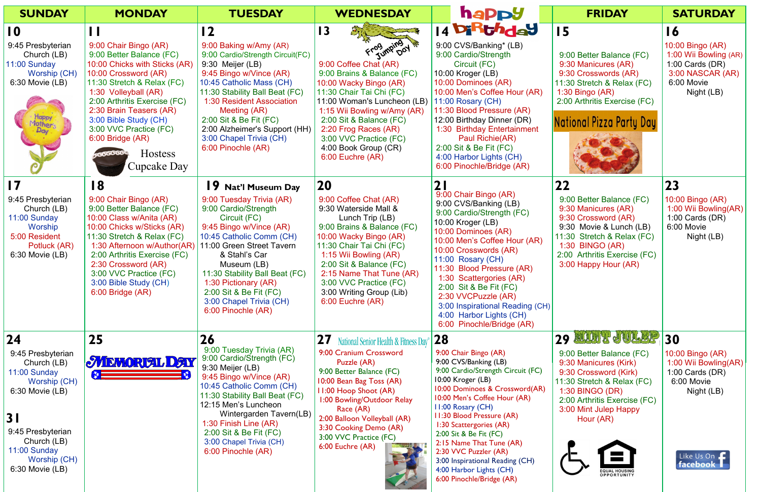| SUNDAY | MONDAY | TUESDAY | WEDNESDAY | happy birthday | FRIDAY | SATURDAY |
|---|---|---|---|---|---|---|
| **10**<br>9:45 Presbyterian Church (LB)<br>11:00 Sunday Worship (CH)<br>6:30 Movie (LB)<br>Happy Mother's Day | **11**<br>9:00 Chair Bingo (AR)<br>9:00 Better Balance (FC)<br>10:00 Chicks with Sticks (AR)<br>10:00 Crossword (AR)<br>11:30 Stretch & Relax (FC)<br>1:30 Volleyball (AR)<br>2:00 Arthritis Exercise (FC)<br>2:30 Brain Teasers (AR)<br>3:00 Bible Study (CH)<br>3:00 VVC Practice (FC)<br>6:00 Bridge (AR)<br>Hostess Cupcake Day | **12**<br>9:00 Baking w/Amy (AR)<br>9:00 Cardio/Strength Circuit(FC)<br>9:30 Meijer (LB)<br>9:45 Bingo w/Vince (AR)<br>10:45 Catholic Mass (CH)<br>11:30 Stability Ball Beat (FC)<br>1:30 Resident Association Meeting (AR)<br>2:00 Sit & Be Fit (FC)<br>2:00 Alzheimer's Support (HH)<br>3:00 Chapel Trivia (CH)<br>6:00 Pinochle (AR) | **13**<br>Frog Jumping Day<br>9:00 Coffee Chat (AR)<br>9:00 Brains & Balance (FC)<br>10:00 Wacky Bingo (AR)<br>11:30 Chair Tai Chi (FC)<br>11:00 Woman's Luncheon (LB)<br>1:15 Wii Bowling w/Amy (AR)<br>2:00 Sit & Balance (FC)<br>2:20 Frog Races (AR)<br>3:00 VVC Practice (FC)<br>4:00 Book Group (CR)<br>6:00 Euchre (AR) | **14**<br>9:00 CVS/Banking* (LB)<br>9:00 Cardio/Strength Circuit (FC)<br>10:00 Kroger (LB)<br>10:00 Dominoes (AR)<br>10:00 Men's Coffee Hour (AR)<br>11:00 Rosary (CH)<br>11:30 Blood Pressure (AR)<br>12:00 Birthday Dinner (DR)<br>1:30 Birthday Entertainment Paul Richie(AR)<br>2:00 Sit & Be Fit (FC)<br>4:00 Harbor Lights (CH)<br>6:00 Pinochle/Bridge (AR) | **15**<br>9:00 Better Balance (FC)<br>9:30 Manicures (AR)<br>9:30 Crosswords (AR)<br>11:30 Stretch & Relax (FC)<br>1:30 Bingo (AR)<br>2:00 Arthritis Exercise (FC)<br>National Pizza Party Day | **16**<br>10:00 Bingo (AR)<br>1:00 Wii Bowling (AR)<br>1:00 Cards (DR)<br>3:00 NASCAR (AR)<br>6:00 Movie Night (LB) |
| **17**<br>9:45 Presbyterian Church (LB)<br>11:00 Sunday Worship<br>5:00 Resident Potluck (AR)<br>6:30 Movie (LB) | **18**<br>9:00 Chair Bingo (AR)<br>9:00 Better Balance (FC)<br>10:00 Class w/Anita (AR)<br>10:00 Chicks w/Sticks (AR)<br>11:30 Stretch & Relax (FC)<br>1:30 Afternoon w/Author(AR)<br>2:00 Arthritis Exercise (FC)<br>2:30 Crossword (AR)<br>3:00 VVC Practice (FC)<br>3:00 Bible Study (CH)<br>6:00 Bridge (AR) | **19** Nat'l Museum Day<br>9:00 Tuesday Trivia (AR)<br>9:00 Cardio/Strength Circuit (FC)<br>9:45 Bingo w/Vince (AR)<br>10:45 Catholic Comm (CH)<br>11:00 Green Street Tavern & Stahl's Car Museum (LB)<br>11:30 Stability Ball Beat (FC)<br>1:30 Pictionary (AR)<br>2:00 Sit & Be Fit (FC)<br>3:00 Chapel Trivia (CH)<br>6:00 Pinochle (AR) | **20**<br>9:00 Coffee Chat (AR)<br>9:30 Waterside Mall & Lunch Trip (LB)<br>9:00 Brains & Balance (FC)<br>10:00 Wacky Bingo (AR)<br>11:30 Chair Tai Chi (FC)<br>1:15 Wii Bowling (AR)<br>2:00 Sit & Balance (FC)<br>2:15 Name That Tune (AR)<br>3:00 VVC Practice (FC)<br>3:00 Writing Group (Lib)<br>6:00 Euchre (AR) | **21**<br>9:00 Chair Bingo (AR)<br>9:00 CVS/Banking (LB)<br>9:00 Cardio/Strength (FC)<br>10:00 Kroger (LB)<br>10:00 Dominoes (AR)<br>10:00 Men's Coffee Hour (AR)<br>10:00 Crosswords (AR)<br>11:00 Rosary (CH)<br>11:30 Blood Pressure (AR)<br>1:30 Scattergories (AR)<br>2:00 Sit & Be Fit (FC)<br>2:30 VVCPuzzle (AR)<br>3:00 Inspirational Reading (CH)<br>4:00 Harbor Lights (CH)<br>6:00 Pinochle/Bridge (AR) | **22**<br>9:00 Better Balance (FC)<br>9:30 Manicures (AR)<br>9:30 Crossword (AR)<br>9:30 Movie & Lunch (LB)<br>11:30 Stretch & Relax (FC)<br>1:30 BINGO (AR)<br>2:00 Arthritis Exercise (FC)<br>3:00 Happy Hour (AR) | **23**<br>10:00 Bingo (AR)<br>1:00 Wii Bowling(AR)<br>1:00 Cards (DR)<br>6:00 Movie Night (LB) |
| **24**<br>9:45 Presbyterian Church (LB)<br>11:00 Sunday Worship (CH)<br>6:30 Movie (LB)<br>**31**<br>9:45 Presbyterian Church (LB)<br>11:00 Sunday Worship (CH)<br>6:30 Movie (LB) | **25**<br>MEMORIAL DAY | **26**<br>9:00 Tuesday Trivia (AR)<br>9:00 Cardio/Strength (FC)<br>9:30 Meijer (LB)<br>9:45 Bingo w/Vince (AR)<br>10:45 Catholic Comm (CH)<br>11:30 Stability Ball Beat (FC)<br>12:15 Men's Luncheon Wintergarden Tavern(LB)<br>1:30 Finish Line (AR)<br>2:00 Sit & Be Fit (FC)<br>3:00 Chapel Trivia (CH)<br>6:00 Pinochle (AR) | **27** National Senior Health & Fitness Day<br>9:00 Cranium Crossword Puzzle (AR)<br>9:00 Better Balance (FC)<br>10:00 Bean Bag Toss (AR)<br>11:00 Hoop Shoot (AR)<br>1:00 Bowling/Outdoor Relay Race (AR)<br>2:00 Balloon Volleyball (AR)<br>3:30 Cooking Demo (AR)<br>3:00 VVC Practice (FC)<br>6:00 Euchre (AR) | **28**<br>9:00 Chair Bingo (AR)<br>9:00 CVS/Banking (LB)<br>9:00 Cardio/Strength Circuit (FC)<br>10:00 Kroger (LB)<br>10:00 Dominoes & Crossword(AR)<br>10:00 Men's Coffee Hour (AR)<br>11:00 Rosary (CH)<br>11:30 Blood Pressure (AR)<br>1:30 Scattergories (AR)<br>2:00 Sit & Be Fit (FC)<br>2:15 Name That Tune (AR)<br>2:30 VVC Puzzler (AR)<br>3:00 Inspirational Reading (CH)<br>4:00 Harbor Lights (CH)<br>6:00 Pinochle/Bridge (AR) | **29** MINT JULEP<br>9:00 Better Balance (FC)<br>9:30 Manicures (Kirk)<br>9:30 Crossword (Kirk)<br>11:30 Stretch & Relax (FC)<br>1:30 BINGO (DR)<br>2:00 Arthritis Exercise (FC)<br>3:00 Mint Julep Happy Hour (AR)<br>EQUAL HOUSING OPPORTUNITY | **30**<br>10:00 Bingo (AR)<br>1:00 Wii Bowling(AR)<br>1:00 Cards (DR)<br>6:00 Movie Night (LB)<br>Like Us On facebook |